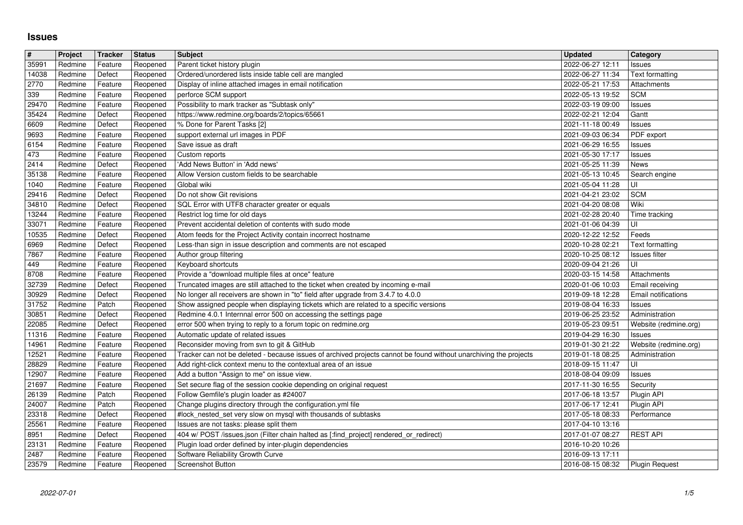# Issues

| # | Project | Tracker | Status | Subject | Updated | Category |
|---|---|---|---|---|---|---|
| 35991 | Redmine | Feature | Reopened | Parent ticket history plugin | 2022-06-27 12:11 | Issues |
| 14038 | Redmine | Defect | Reopened | Ordered/unordered lists inside table cell are mangled | 2022-06-27 11:34 | Text formatting |
| 2770 | Redmine | Feature | Reopened | Display of inline attached images in email notification | 2022-05-21 17:53 | Attachments |
| 339 | Redmine | Feature | Reopened | perforce SCM support | 2022-05-13 19:52 | SCM |
| 29470 | Redmine | Feature | Reopened | Possibility to mark tracker as "Subtask only" | 2022-03-19 09:00 | Issues |
| 35424 | Redmine | Defect | Reopened | https://www.redmine.org/boards/2/topics/65661 | 2022-02-21 12:04 | Gantt |
| 6609 | Redmine | Defect | Reopened | % Done for Parent Tasks [2] | 2021-11-18 00:49 | Issues |
| 9693 | Redmine | Feature | Reopened | support external url images in PDF | 2021-09-03 06:34 | PDF export |
| 6154 | Redmine | Feature | Reopened | Save issue as draft | 2021-06-29 16:55 | Issues |
| 473 | Redmine | Feature | Reopened | Custom reports | 2021-05-30 17:17 | Issues |
| 2414 | Redmine | Defect | Reopened | 'Add News Button' in 'Add news' | 2021-05-25 11:39 | News |
| 35138 | Redmine | Feature | Reopened | Allow Version custom fields to be searchable | 2021-05-13 10:45 | Search engine |
| 1040 | Redmine | Feature | Reopened | Global wiki | 2021-05-04 11:28 | UI |
| 29416 | Redmine | Defect | Reopened | Do not show Git revisions | 2021-04-21 23:02 | SCM |
| 34810 | Redmine | Defect | Reopened | SQL Error with UTF8 character greater or equals | 2021-04-20 08:08 | Wiki |
| 13244 | Redmine | Feature | Reopened | Restrict log time for old days | 2021-02-28 20:40 | Time tracking |
| 33071 | Redmine | Feature | Reopened | Prevent accidental deletion of contents with sudo mode | 2021-01-06 04:39 | UI |
| 10535 | Redmine | Defect | Reopened | Atom feeds for the Project Activity contain incorrect hostname | 2020-12-22 12:52 | Feeds |
| 6969 | Redmine | Defect | Reopened | Less-than sign in issue description and comments are not escaped | 2020-10-28 02:21 | Text formatting |
| 7867 | Redmine | Feature | Reopened | Author group filtering | 2020-10-25 08:12 | Issues filter |
| 449 | Redmine | Feature | Reopened | Keyboard shortcuts | 2020-09-04 21:26 | UI |
| 8708 | Redmine | Feature | Reopened | Provide a "download multiple files at once" feature | 2020-03-15 14:58 | Attachments |
| 32739 | Redmine | Defect | Reopened | Truncated images are still attached to the ticket when created by incoming e-mail | 2020-01-06 10:03 | Email receiving |
| 30929 | Redmine | Defect | Reopened | No longer all receivers are shown in "to" field after upgrade from 3.4.7 to 4.0.0 | 2019-09-18 12:28 | Email notifications |
| 31752 | Redmine | Patch | Reopened | Show assigned people when displaying tickets which are related to a specific versions | 2019-08-04 16:33 | Issues |
| 30851 | Redmine | Defect | Reopened | Redmine 4.0.1 Internnal error 500 on accessing the settings page | 2019-06-25 23:52 | Administration |
| 22085 | Redmine | Defect | Reopened | error 500 when trying to reply to a forum topic on redmine.org | 2019-05-23 09:51 | Website (redmine.org) |
| 11316 | Redmine | Feature | Reopened | Automatic update of related issues | 2019-04-29 16:30 | Issues |
| 14961 | Redmine | Feature | Reopened | Reconsider moving from svn to git & GitHub | 2019-01-30 21:22 | Website (redmine.org) |
| 12521 | Redmine | Feature | Reopened | Tracker can not be deleted - because issues of archived projects cannot be found without unarchiving the projects | 2019-01-18 08:25 | Administration |
| 28829 | Redmine | Feature | Reopened | Add right-click context menu to the contextual area of an issue | 2018-09-15 11:47 | UI |
| 12907 | Redmine | Feature | Reopened | Add a button "Assign to me" on issue view. | 2018-08-04 09:09 | Issues |
| 21697 | Redmine | Feature | Reopened | Set secure flag of the session cookie depending on original request | 2017-11-30 16:55 | Security |
| 26139 | Redmine | Patch | Reopened | Follow Gemfile's plugin loader as #24007 | 2017-06-18 13:57 | Plugin API |
| 24007 | Redmine | Patch | Reopened | Change plugins directory through the configuration.yml file | 2017-06-17 12:41 | Plugin API |
| 23318 | Redmine | Defect | Reopened | #lock_nested_set very slow on mysql with thousands of subtasks | 2017-05-18 08:33 | Performance |
| 25561 | Redmine | Feature | Reopened | Issues are not tasks: please split them | 2017-04-10 13:16 | |
| 8951 | Redmine | Defect | Reopened | 404 w/ POST /issues.json (Filter chain halted as [:find_project] rendered_or_redirect) | 2017-01-07 08:27 | REST API |
| 23131 | Redmine | Feature | Reopened | Plugin load order defined by inter-plugin dependencies | 2016-10-20 10:26 | |
| 2487 | Redmine | Feature | Reopened | Software Reliability Growth Curve | 2016-09-13 17:11 | |
| 23579 | Redmine | Feature | Reopened | Screenshot Button | 2016-08-15 08:32 | Plugin Request |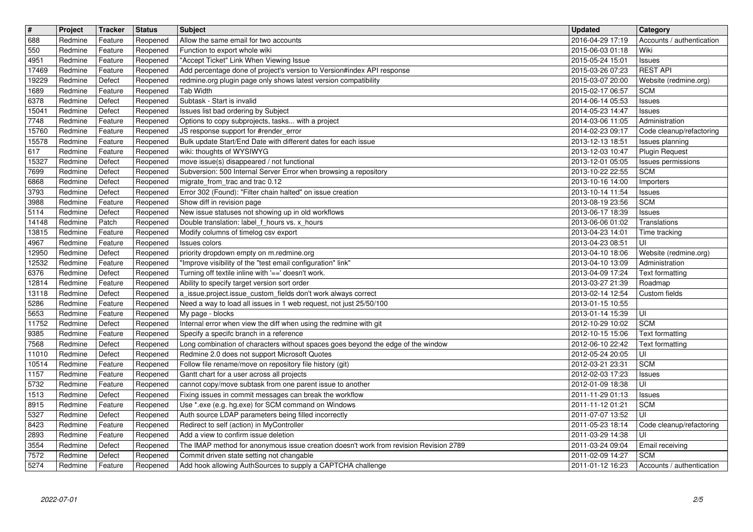| # | Project | Tracker | Status | Subject | Updated | Category |
| --- | --- | --- | --- | --- | --- | --- |
| 688 | Redmine | Feature | Reopened | Allow the same email for two accounts | 2016-04-29 17:19 | Accounts / authentication |
| 550 | Redmine | Feature | Reopened | Function to export whole wiki | 2015-06-03 01:18 | Wiki |
| 4951 | Redmine | Feature | Reopened | "Accept Ticket" Link When Viewing Issue | 2015-05-24 15:01 | Issues |
| 17469 | Redmine | Feature | Reopened | Add percentage done of project's version to Version#index API response | 2015-03-26 07:23 | REST API |
| 19229 | Redmine | Defect | Reopened | redmine.org plugin page only shows latest version compatibility | 2015-03-07 20:00 | Website (redmine.org) |
| 1689 | Redmine | Feature | Reopened | Tab Width | 2015-02-17 06:57 | SCM |
| 6378 | Redmine | Defect | Reopened | Subtask - Start is invalid | 2014-06-14 05:53 | Issues |
| 15041 | Redmine | Defect | Reopened | Issues list bad ordering by Subject | 2014-05-23 14:47 | Issues |
| 7748 | Redmine | Feature | Reopened | Options to copy subprojects, tasks... with a project | 2014-03-06 11:05 | Administration |
| 15760 | Redmine | Feature | Reopened | JS response support for #render_error | 2014-02-23 09:17 | Code cleanup/refactoring |
| 15578 | Redmine | Feature | Reopened | Bulk update Start/End Date with different dates for each issue | 2013-12-13 18:51 | Issues planning |
| 617 | Redmine | Feature | Reopened | wiki: thoughts of WYSIWYG | 2013-12-03 10:47 | Plugin Request |
| 15327 | Redmine | Defect | Reopened | move issue(s) disappeared / not functional | 2013-12-01 05:05 | Issues permissions |
| 7699 | Redmine | Defect | Reopened | Subversion: 500 Internal Server Error when browsing a repository | 2013-10-22 22:55 | SCM |
| 6868 | Redmine | Defect | Reopened | migrate_from_trac and trac 0.12 | 2013-10-16 14:00 | Importers |
| 3793 | Redmine | Defect | Reopened | Error 302 (Found): "Filter chain halted" on issue creation | 2013-10-14 11:54 | Issues |
| 3988 | Redmine | Feature | Reopened | Show diff in revision page | 2013-08-19 23:56 | SCM |
| 5114 | Redmine | Defect | Reopened | New issue statuses not showing up in old workflows | 2013-06-17 18:39 | Issues |
| 14148 | Redmine | Patch | Reopened | Double translation: label_f_hours vs. x_hours | 2013-06-06 01:02 | Translations |
| 13815 | Redmine | Feature | Reopened | Modify columns of timelog csv export | 2013-04-23 14:01 | Time tracking |
| 4967 | Redmine | Feature | Reopened | Issues colors | 2013-04-23 08:51 | UI |
| 12950 | Redmine | Defect | Reopened | priority dropdown empty on m.redmine.org | 2013-04-10 18:06 | Website (redmine.org) |
| 12532 | Redmine | Feature | Reopened | "Improve visibility of the "test email configuration" link" | 2013-04-10 13:09 | Administration |
| 6376 | Redmine | Defect | Reopened | Turning off textile inline with '==' doesn't work. | 2013-04-09 17:24 | Text formatting |
| 12814 | Redmine | Feature | Reopened | Ability to specify target version sort order | 2013-03-27 21:39 | Roadmap |
| 13118 | Redmine | Defect | Reopened | a_issue.project.issue_custom_fields don't work always correct | 2013-02-14 12:54 | Custom fields |
| 5286 | Redmine | Feature | Reopened | Need a way to load all issues in 1 web request, not just 25/50/100 | 2013-01-15 10:55 | |
| 5653 | Redmine | Feature | Reopened | My page - blocks | 2013-01-14 15:39 | UI |
| 11752 | Redmine | Defect | Reopened | Internal error when view the diff when using the redmine with git | 2012-10-29 10:02 | SCM |
| 9385 | Redmine | Feature | Reopened | Specify a specifc branch in a reference | 2012-10-15 15:06 | Text formatting |
| 7568 | Redmine | Defect | Reopened | Long combination of characters without spaces goes beyond the edge of the window | 2012-06-10 22:42 | Text formatting |
| 11010 | Redmine | Defect | Reopened | Redmine 2.0 does not support Microsoft Quotes | 2012-05-24 20:05 | UI |
| 10514 | Redmine | Feature | Reopened | Follow file rename/move on repository file history (git) | 2012-03-21 23:31 | SCM |
| 1157 | Redmine | Feature | Reopened | Gantt chart for a user across all projects | 2012-02-03 17:23 | Issues |
| 5732 | Redmine | Feature | Reopened | cannot copy/move subtask from one parent issue to another | 2012-01-09 18:38 | UI |
| 1513 | Redmine | Defect | Reopened | Fixing issues in commit messages can break the workflow | 2011-11-29 01:13 | Issues |
| 8915 | Redmine | Feature | Reopened | Use *.exe (e.g. hg.exe) for SCM command on Windows | 2011-11-12 01:21 | SCM |
| 5327 | Redmine | Defect | Reopened | Auth source LDAP parameters being filled incorrectly | 2011-07-07 13:52 | UI |
| 8423 | Redmine | Feature | Reopened | Redirect to self (action) in MyController | 2011-05-23 18:14 | Code cleanup/refactoring |
| 2893 | Redmine | Feature | Reopened | Add a view to confirm issue deletion | 2011-03-29 14:38 | UI |
| 3554 | Redmine | Defect | Reopened | The IMAP method for anonymous issue creation doesn't work from revision Revision 2789 | 2011-03-24 09:04 | Email receiving |
| 7572 | Redmine | Defect | Reopened | Commit driven state setting not changable | 2011-02-09 14:27 | SCM |
| 5274 | Redmine | Feature | Reopened | Add hook allowing AuthSources to supply a CAPTCHA challenge | 2011-01-12 16:23 | Accounts / authentication |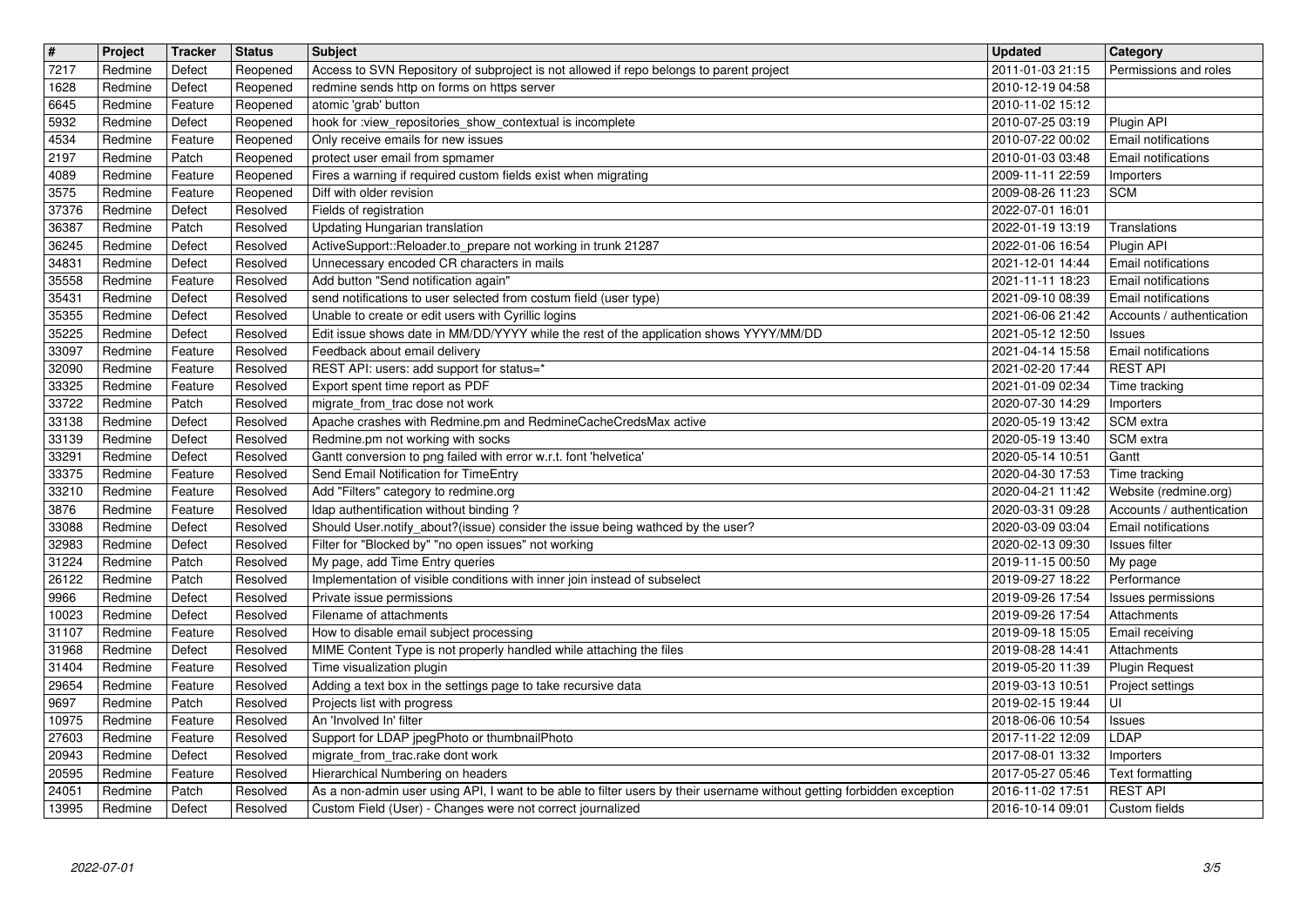| # | Project | Tracker | Status | Subject | Updated | Category |
|---|---|---|---|---|---|---|
| 7217 | Redmine | Defect | Reopened | Access to SVN Repository of subproject is not allowed if repo belongs to parent project | 2011-01-03 21:15 | Permissions and roles |
| 1628 | Redmine | Defect | Reopened | redmine sends http on forms on https server | 2010-12-19 04:58 | |
| 6645 | Redmine | Feature | Reopened | atomic 'grab' button | 2010-11-02 15:12 | |
| 5932 | Redmine | Defect | Reopened | hook for :view_repositories_show_contextual is incomplete | 2010-07-25 03:19 | Plugin API |
| 4534 | Redmine | Feature | Reopened | Only receive emails for new issues | 2010-07-22 00:02 | Email notifications |
| 2197 | Redmine | Patch | Reopened | protect user email from spmamer | 2010-01-03 03:48 | Email notifications |
| 4089 | Redmine | Feature | Reopened | Fires a warning if required custom fields exist when migrating | 2009-11-11 22:59 | Importers |
| 3575 | Redmine | Feature | Reopened | Diff with older revision | 2009-08-26 11:23 | SCM |
| 37376 | Redmine | Defect | Resolved | Fields of registration | 2022-07-01 16:01 | |
| 36387 | Redmine | Patch | Resolved | Updating Hungarian translation | 2022-01-19 13:19 | Translations |
| 36245 | Redmine | Defect | Resolved | ActiveSupport::Reloader.to_prepare not working in trunk 21287 | 2022-01-06 16:54 | Plugin API |
| 34831 | Redmine | Defect | Resolved | Unnecessary encoded CR characters in mails | 2021-12-01 14:44 | Email notifications |
| 35558 | Redmine | Feature | Resolved | Add button "Send notification again" | 2021-11-11 18:23 | Email notifications |
| 35431 | Redmine | Defect | Resolved | send notifications to user selected from costum field (user type) | 2021-09-10 08:39 | Email notifications |
| 35355 | Redmine | Defect | Resolved | Unable to create or edit users with Cyrillic logins | 2021-06-06 21:42 | Accounts / authentication |
| 35225 | Redmine | Defect | Resolved | Edit issue shows date in MM/DD/YYYY while the rest of the application shows YYYY/MM/DD | 2021-05-12 12:50 | Issues |
| 33097 | Redmine | Feature | Resolved | Feedback about email delivery | 2021-04-14 15:58 | Email notifications |
| 32090 | Redmine | Feature | Resolved | REST API: users: add support for status=* | 2021-02-20 17:44 | REST API |
| 33325 | Redmine | Feature | Resolved | Export spent time report as PDF | 2021-01-09 02:34 | Time tracking |
| 33722 | Redmine | Patch | Resolved | migrate_from_trac dose not work | 2020-07-30 14:29 | Importers |
| 33138 | Redmine | Defect | Resolved | Apache crashes with Redmine.pm and RedmineCacheCredsMax active | 2020-05-19 13:42 | SCM extra |
| 33139 | Redmine | Defect | Resolved | Redmine.pm not working with socks | 2020-05-19 13:40 | SCM extra |
| 33291 | Redmine | Defect | Resolved | Gantt conversion to png failed with error w.r.t. font 'helvetica' | 2020-05-14 10:51 | Gantt |
| 33375 | Redmine | Feature | Resolved | Send Email Notification for TimeEntry | 2020-04-30 17:53 | Time tracking |
| 33210 | Redmine | Feature | Resolved | Add "Filters" category to redmine.org | 2020-04-21 11:42 | Website (redmine.org) |
| 3876 | Redmine | Feature | Resolved | ldap authentification without binding ? | 2020-03-31 09:28 | Accounts / authentication |
| 33088 | Redmine | Defect | Resolved | Should User.notify_about?(issue) consider the issue being wathced by the user? | 2020-03-09 03:04 | Email notifications |
| 32983 | Redmine | Defect | Resolved | Filter for "Blocked by" "no open issues" not working | 2020-02-13 09:30 | Issues filter |
| 31224 | Redmine | Patch | Resolved | My page, add Time Entry queries | 2019-11-15 00:50 | My page |
| 26122 | Redmine | Patch | Resolved | Implementation of visible conditions with inner join instead of subselect | 2019-09-27 18:22 | Performance |
| 9966 | Redmine | Defect | Resolved | Private issue permissions | 2019-09-26 17:54 | Issues permissions |
| 10023 | Redmine | Defect | Resolved | Filename of attachments | 2019-09-26 17:54 | Attachments |
| 31107 | Redmine | Feature | Resolved | How to disable email subject processing | 2019-09-18 15:05 | Email receiving |
| 31968 | Redmine | Defect | Resolved | MIME Content Type is not properly handled while attaching the files | 2019-08-28 14:41 | Attachments |
| 31404 | Redmine | Feature | Resolved | Time visualization plugin | 2019-05-20 11:39 | Plugin Request |
| 29654 | Redmine | Feature | Resolved | Adding a text box in the settings page to take recursive data | 2019-03-13 10:51 | Project settings |
| 9697 | Redmine | Patch | Resolved | Projects list with progress | 2019-02-15 19:44 | UI |
| 10975 | Redmine | Feature | Resolved | An 'Involved In' filter | 2018-06-06 10:54 | Issues |
| 27603 | Redmine | Feature | Resolved | Support for LDAP jpegPhoto or thumbnailPhoto | 2017-11-22 12:09 | LDAP |
| 20943 | Redmine | Defect | Resolved | migrate_from_trac.rake dont work | 2017-08-01 13:32 | Importers |
| 20595 | Redmine | Feature | Resolved | Hierarchical Numbering on headers | 2017-05-27 05:46 | Text formatting |
| 24051 | Redmine | Patch | Resolved | As a non-admin user using API, I want to be able to filter users by their username without getting forbidden exception | 2016-11-02 17:51 | REST API |
| 13995 | Redmine | Defect | Resolved | Custom Field (User) - Changes were not correct journalized | 2016-10-14 09:01 | Custom fields |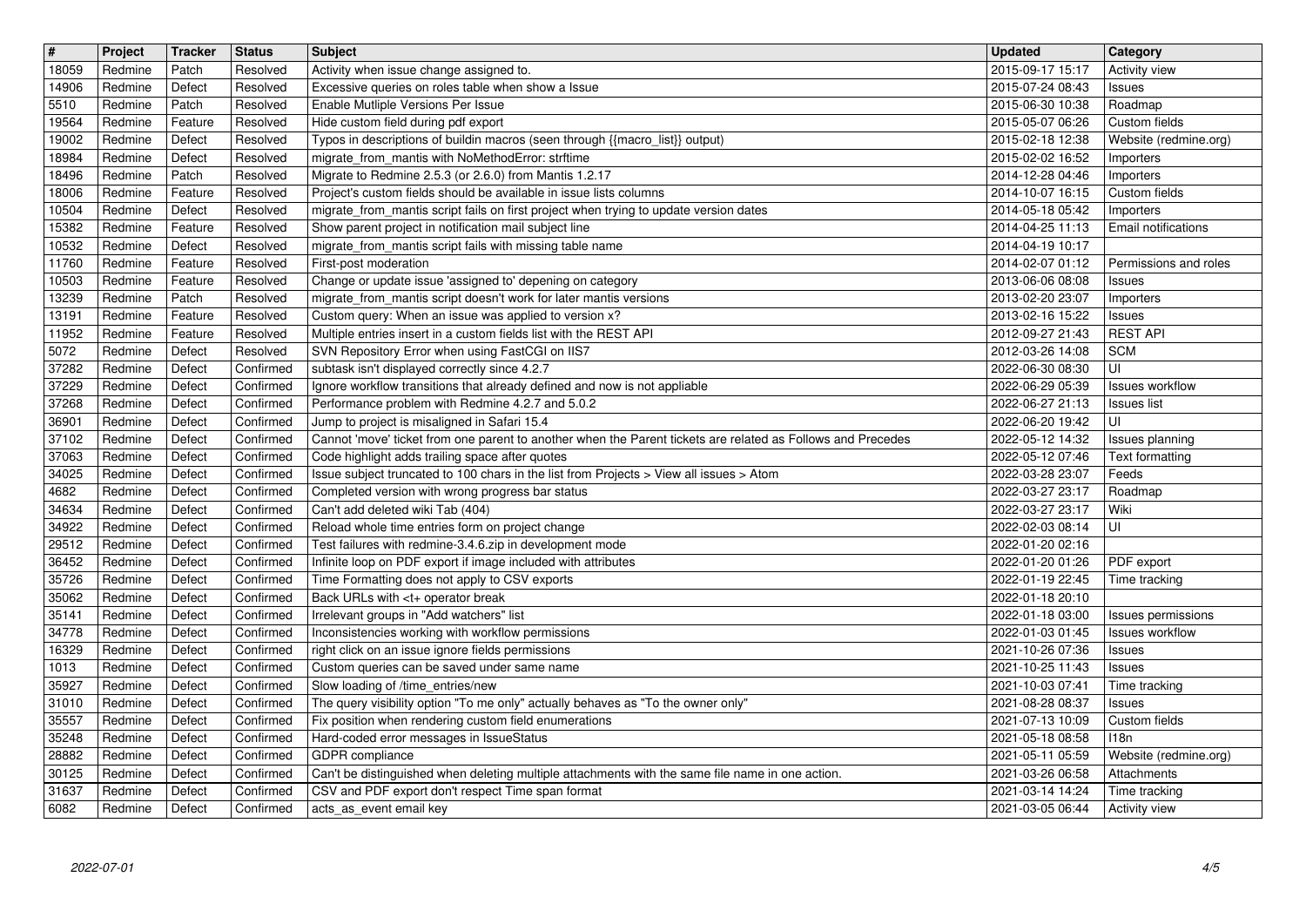| # | Project | Tracker | Status | Subject | Updated | Category |
|---|---|---|---|---|---|---|
| 18059 | Redmine | Patch | Resolved | Activity when issue change assigned to. | 2015-09-17 15:17 | Activity view |
| 14906 | Redmine | Defect | Resolved | Excessive queries on roles table when show a Issue | 2015-07-24 08:43 | Issues |
| 5510 | Redmine | Patch | Resolved | Enable Mutliple Versions Per Issue | 2015-06-30 10:38 | Roadmap |
| 19564 | Redmine | Feature | Resolved | Hide custom field during pdf export | 2015-05-07 06:26 | Custom fields |
| 19002 | Redmine | Defect | Resolved | Typos in descriptions of buildin macros (seen through {{macro_list}} output) | 2015-02-18 12:38 | Website (redmine.org) |
| 18984 | Redmine | Defect | Resolved | migrate_from_mantis with NoMethodError: strftime | 2015-02-02 16:52 | Importers |
| 18496 | Redmine | Patch | Resolved | Migrate to Redmine 2.5.3 (or 2.6.0) from Mantis 1.2.17 | 2014-12-28 04:46 | Importers |
| 18006 | Redmine | Feature | Resolved | Project's custom fields should be available in issue lists columns | 2014-10-07 16:15 | Custom fields |
| 10504 | Redmine | Defect | Resolved | migrate_from_mantis script fails on first project when trying to update version dates | 2014-05-18 05:42 | Importers |
| 15382 | Redmine | Feature | Resolved | Show parent project in notification mail subject line | 2014-04-25 11:13 | Email notifications |
| 10532 | Redmine | Defect | Resolved | migrate_from_mantis script fails with missing table name | 2014-04-19 10:17 | |
| 11760 | Redmine | Feature | Resolved | First-post moderation | 2014-02-07 01:12 | Permissions and roles |
| 10503 | Redmine | Feature | Resolved | Change or update issue 'assigned to' depening on category | 2013-06-06 08:08 | Issues |
| 13239 | Redmine | Patch | Resolved | migrate_from_mantis script doesn't work for later mantis versions | 2013-02-20 23:07 | Importers |
| 13191 | Redmine | Feature | Resolved | Custom query: When an issue was applied to version x? | 2013-02-16 15:22 | Issues |
| 11952 | Redmine | Feature | Resolved | Multiple entries insert in a custom fields list with the REST API | 2012-09-27 21:43 | REST API |
| 5072 | Redmine | Defect | Resolved | SVN Repository Error when using FastCGI on IIS7 | 2012-03-26 14:08 | SCM |
| 37282 | Redmine | Defect | Confirmed | subtask isn't displayed correctly since 4.2.7 | 2022-06-30 08:30 | UI |
| 37229 | Redmine | Defect | Confirmed | Ignore workflow transitions that already defined and now is not appliable | 2022-06-29 05:39 | Issues workflow |
| 37268 | Redmine | Defect | Confirmed | Performance problem with Redmine 4.2.7 and 5.0.2 | 2022-06-27 21:13 | Issues list |
| 36901 | Redmine | Defect | Confirmed | Jump to project is misaligned in Safari 15.4 | 2022-06-20 19:42 | UI |
| 37102 | Redmine | Defect | Confirmed | Cannot 'move' ticket from one parent to another when the Parent tickets are related as Follows and Precedes | 2022-05-12 14:32 | Issues planning |
| 37063 | Redmine | Defect | Confirmed | Code highlight adds trailing space after quotes | 2022-05-12 07:46 | Text formatting |
| 34025 | Redmine | Defect | Confirmed | Issue subject truncated to 100 chars in the list from Projects > View all issues > Atom | 2022-03-28 23:07 | Feeds |
| 4682 | Redmine | Defect | Confirmed | Completed version with wrong progress bar status | 2022-03-27 23:17 | Roadmap |
| 34634 | Redmine | Defect | Confirmed | Can't add deleted wiki Tab (404) | 2022-03-27 23:17 | Wiki |
| 34922 | Redmine | Defect | Confirmed | Reload whole time entries form on project change | 2022-02-03 08:14 | UI |
| 29512 | Redmine | Defect | Confirmed | Test failures with redmine-3.4.6.zip in development mode | 2022-01-20 02:16 | |
| 36452 | Redmine | Defect | Confirmed | Infinite loop on PDF export if image included with attributes | 2022-01-20 01:26 | PDF export |
| 35726 | Redmine | Defect | Confirmed | Time Formatting does not apply to CSV exports | 2022-01-19 22:45 | Time tracking |
| 35062 | Redmine | Defect | Confirmed | Back URLs with <t+ operator break | 2022-01-18 20:10 | |
| 35141 | Redmine | Defect | Confirmed | Irrelevant groups in "Add watchers" list | 2022-01-18 03:00 | Issues permissions |
| 34778 | Redmine | Defect | Confirmed | Inconsistencies working with workflow permissions | 2022-01-03 01:45 | Issues workflow |
| 16329 | Redmine | Defect | Confirmed | right click on an issue ignore fields permissions | 2021-10-26 07:36 | Issues |
| 1013 | Redmine | Defect | Confirmed | Custom queries can be saved under same name | 2021-10-25 11:43 | Issues |
| 35927 | Redmine | Defect | Confirmed | Slow loading of /time_entries/new | 2021-10-03 07:41 | Time tracking |
| 31010 | Redmine | Defect | Confirmed | The query visibility option "To me only" actually behaves as "To the owner only" | 2021-08-28 08:37 | Issues |
| 35557 | Redmine | Defect | Confirmed | Fix position when rendering custom field enumerations | 2021-07-13 10:09 | Custom fields |
| 35248 | Redmine | Defect | Confirmed | Hard-coded error messages in IssueStatus | 2021-05-18 08:58 | I18n |
| 28882 | Redmine | Defect | Confirmed | GDPR compliance | 2021-05-11 05:59 | Website (redmine.org) |
| 30125 | Redmine | Defect | Confirmed | Can't be distinguished when deleting multiple attachments with the same file name in one action. | 2021-03-26 06:58 | Attachments |
| 31637 | Redmine | Defect | Confirmed | CSV and PDF export don't respect Time span format | 2021-03-14 14:24 | Time tracking |
| 6082 | Redmine | Defect | Confirmed | acts_as_event email key | 2021-03-05 06:44 | Activity view |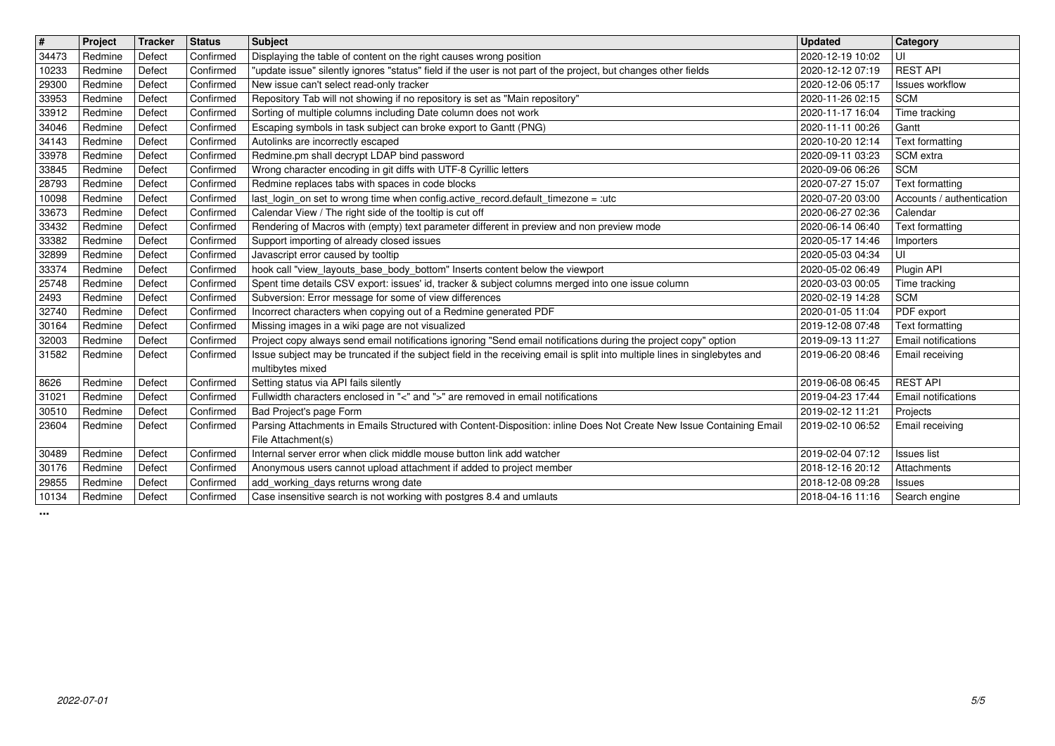| # | Project | Tracker | Status | Subject | Updated | Category |
| --- | --- | --- | --- | --- | --- | --- |
| 34473 | Redmine | Defect | Confirmed | Displaying the table of content on the right causes wrong position | 2020-12-19 10:02 | UI |
| 10233 | Redmine | Defect | Confirmed | "update issue" silently ignores "status" field if the user is not part of the project, but changes other fields | 2020-12-12 07:19 | REST API |
| 29300 | Redmine | Defect | Confirmed | New issue can't select read-only tracker | 2020-12-06 05:17 | Issues workflow |
| 33953 | Redmine | Defect | Confirmed | Repository Tab will not showing if no repository is set as "Main repository" | 2020-11-26 02:15 | SCM |
| 33912 | Redmine | Defect | Confirmed | Sorting of multiple columns including Date column does not work | 2020-11-17 16:04 | Time tracking |
| 34046 | Redmine | Defect | Confirmed | Escaping symbols in task subject can broke export to Gantt (PNG) | 2020-11-11 00:26 | Gantt |
| 34143 | Redmine | Defect | Confirmed | Autolinks are incorrectly escaped | 2020-10-20 12:14 | Text formatting |
| 33978 | Redmine | Defect | Confirmed | Redmine.pm shall decrypt LDAP bind password | 2020-09-11 03:23 | SCM extra |
| 33845 | Redmine | Defect | Confirmed | Wrong character encoding in git diffs with UTF-8 Cyrillic letters | 2020-09-06 06:26 | SCM |
| 28793 | Redmine | Defect | Confirmed | Redmine replaces tabs with spaces in code blocks | 2020-07-27 15:07 | Text formatting |
| 10098 | Redmine | Defect | Confirmed | last_login_on set to wrong time when config.active_record.default_timezone = :utc | 2020-07-20 03:00 | Accounts / authentication |
| 33673 | Redmine | Defect | Confirmed | Calendar View / The right side of the tooltip is cut off | 2020-06-27 02:36 | Calendar |
| 33432 | Redmine | Defect | Confirmed | Rendering of Macros with (empty) text parameter different in preview and non preview mode | 2020-06-14 06:40 | Text formatting |
| 33382 | Redmine | Defect | Confirmed | Support importing of already closed issues | 2020-05-17 14:46 | Importers |
| 32899 | Redmine | Defect | Confirmed | Javascript error caused by tooltip | 2020-05-03 04:34 | UI |
| 33374 | Redmine | Defect | Confirmed | hook call "view_layouts_base_body_bottom" Inserts content below the viewport | 2020-05-02 06:49 | Plugin API |
| 25748 | Redmine | Defect | Confirmed | Spent time details CSV export: issues' id, tracker & subject columns merged into one issue column | 2020-03-03 00:05 | Time tracking |
| 2493 | Redmine | Defect | Confirmed | Subversion: Error message for some of view differences | 2020-02-19 14:28 | SCM |
| 32740 | Redmine | Defect | Confirmed | Incorrect characters when copying out of a Redmine generated PDF | 2020-01-05 11:04 | PDF export |
| 30164 | Redmine | Defect | Confirmed | Missing images in a wiki page are not visualized | 2019-12-08 07:48 | Text formatting |
| 32003 | Redmine | Defect | Confirmed | Project copy always send email notifications ignoring "Send email notifications during the project copy" option | 2019-09-13 11:27 | Email notifications |
| 31582 | Redmine | Defect | Confirmed | Issue subject may be truncated if the subject field in the receiving email is split into multiple lines in singlebytes and multibytes mixed | 2019-06-20 08:46 | Email receiving |
| 8626 | Redmine | Defect | Confirmed | Setting status via API fails silently | 2019-06-08 06:45 | REST API |
| 31021 | Redmine | Defect | Confirmed | Fullwidth characters enclosed in "<" and ">" are removed in email notifications | 2019-04-23 17:44 | Email notifications |
| 30510 | Redmine | Defect | Confirmed | Bad Project's page Form | 2019-02-12 11:21 | Projects |
| 23604 | Redmine | Defect | Confirmed | Parsing Attachments in Emails Structured with Content-Disposition: inline Does Not Create New Issue Containing Email File Attachment(s) | 2019-02-10 06:52 | Email receiving |
| 30489 | Redmine | Defect | Confirmed | Internal server error when click middle mouse button link add watcher | 2019-02-04 07:12 | Issues list |
| 30176 | Redmine | Defect | Confirmed | Anonymous users cannot upload attachment if added to project member | 2018-12-16 20:12 | Attachments |
| 29855 | Redmine | Defect | Confirmed | add_working_days returns wrong date | 2018-12-08 09:28 | Issues |
| 10134 | Redmine | Defect | Confirmed | Case insensitive search is not working with postgres 8.4 and umlauts | 2018-04-16 11:16 | Search engine |

...